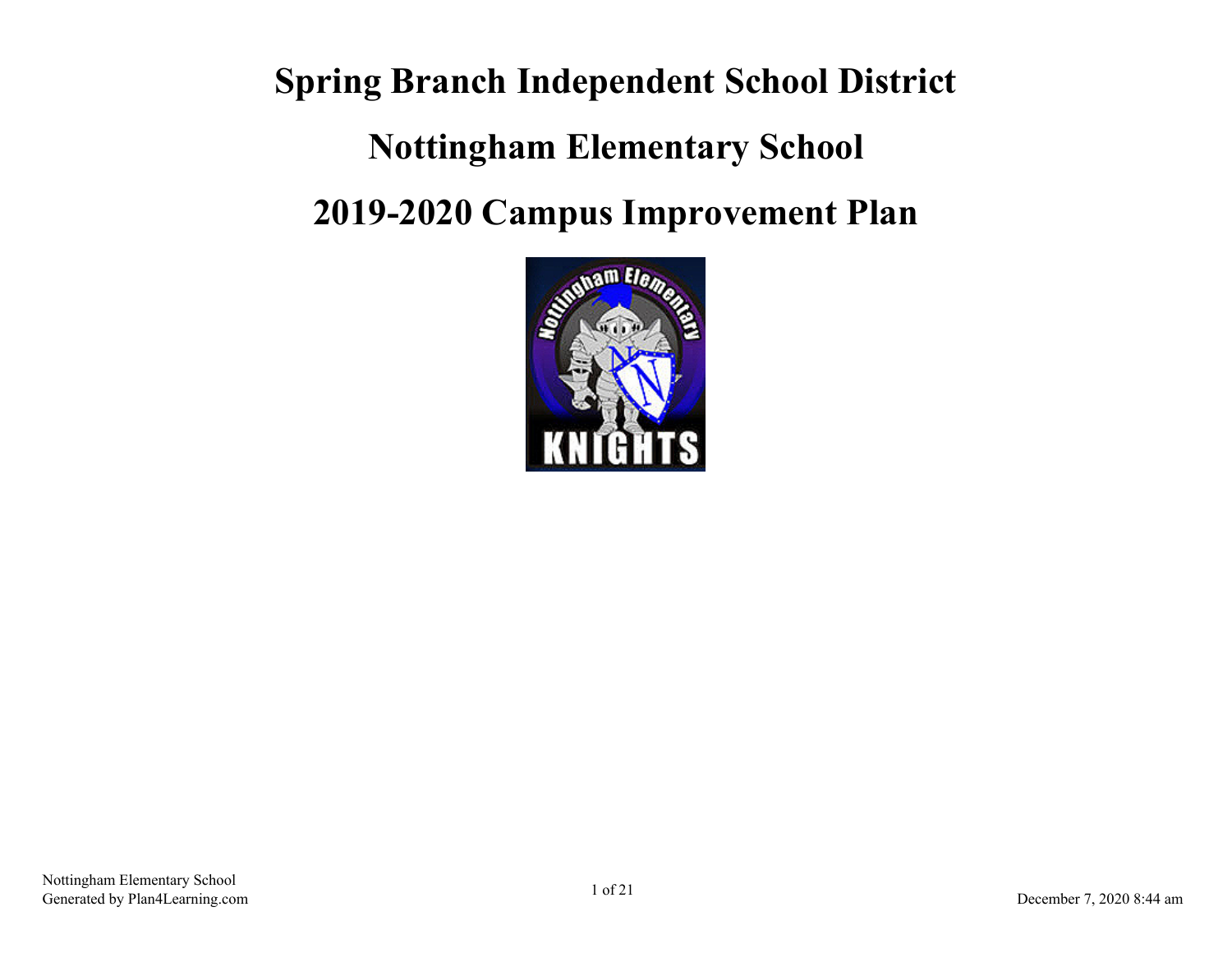# Spring Branch Independent School District

# Nottingham Elementary School

# 2019-2020 Campus Improvement Plan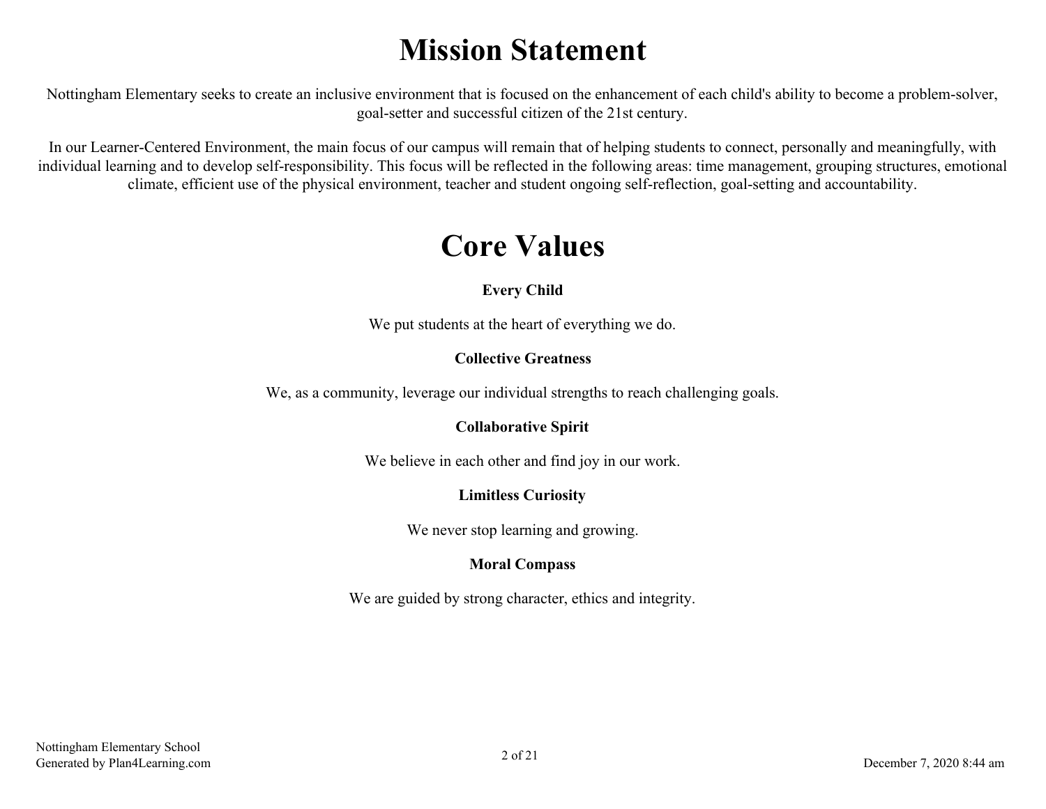# Mission Statement

Nottingham Elementary seeks to create an inclusive environment that is focused on the enhancement of each child's ability to become a problem-solver, goal-setter and successful citizen of the 21st century.

In our Learner-Centered Environment, the main focus of our campus will remain that of helping students to connect, personally and meaningfully, with individual learning and to develop self-responsibility. This focus will be reflected in the following areas: time management, grouping structures, emotional climate, efficient use of the physical environment, teacher and student ongoing self-reflection, goal-setting and accountability.

# Core Values

**Every Child**

We put students at the heart of everything we do.

**Collective Greatness**

We, as a community, leverage our individual strengths to reach challenging goals.

**Collaborative Spirit**

We believe in each other and find joy in our work.

**Limitless Curiosity**

We never stop learning and growing.

**Moral Compass**

We are guided by strong character, ethics and integrity.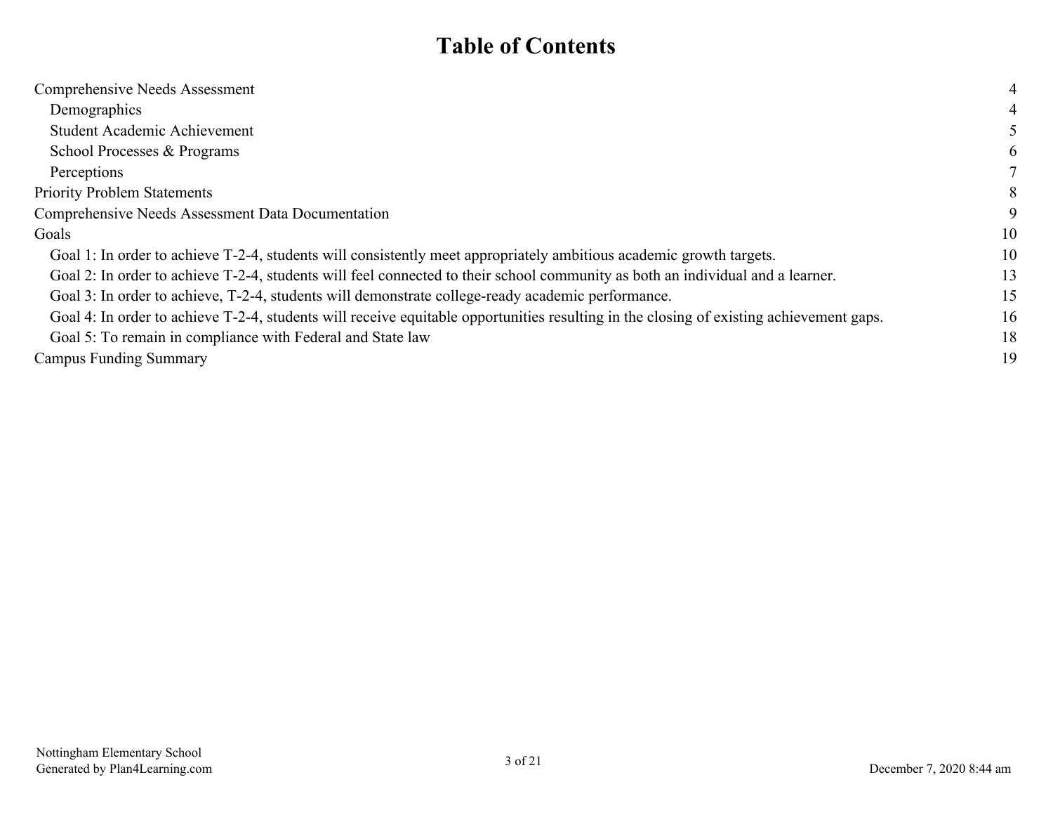# Table of Contents

| | |
|---|---|
| Comprehensive Needs Assessment | 4 |
| Demographics | 4 |
| Student Academic Achievement | 5 |
| School Processes & Programs | 6 |
| Perceptions | 7 |
| Priority Problem Statements | 8 |
| Comprehensive Needs Assessment Data Documentation | 9 |
| Goals | 10 |
| Goal 1: In order to achieve T-2-4, students will consistently meet appropriately ambitious academic growth targets. | 10 |
| Goal 2: In order to achieve T-2-4, students will feel connected to their school community as both an individual and a learner. | 13 |
| Goal 3: In order to achieve, T-2-4, students will demonstrate college-ready academic performance. | 15 |
| Goal 4: In order to achieve T-2-4, students will receive equitable opportunities resulting in the closing of existing achievement gaps. | 16 |
| Goal 5: To remain in compliance with Federal and State law | 18 |
| Campus Funding Summary | 19 |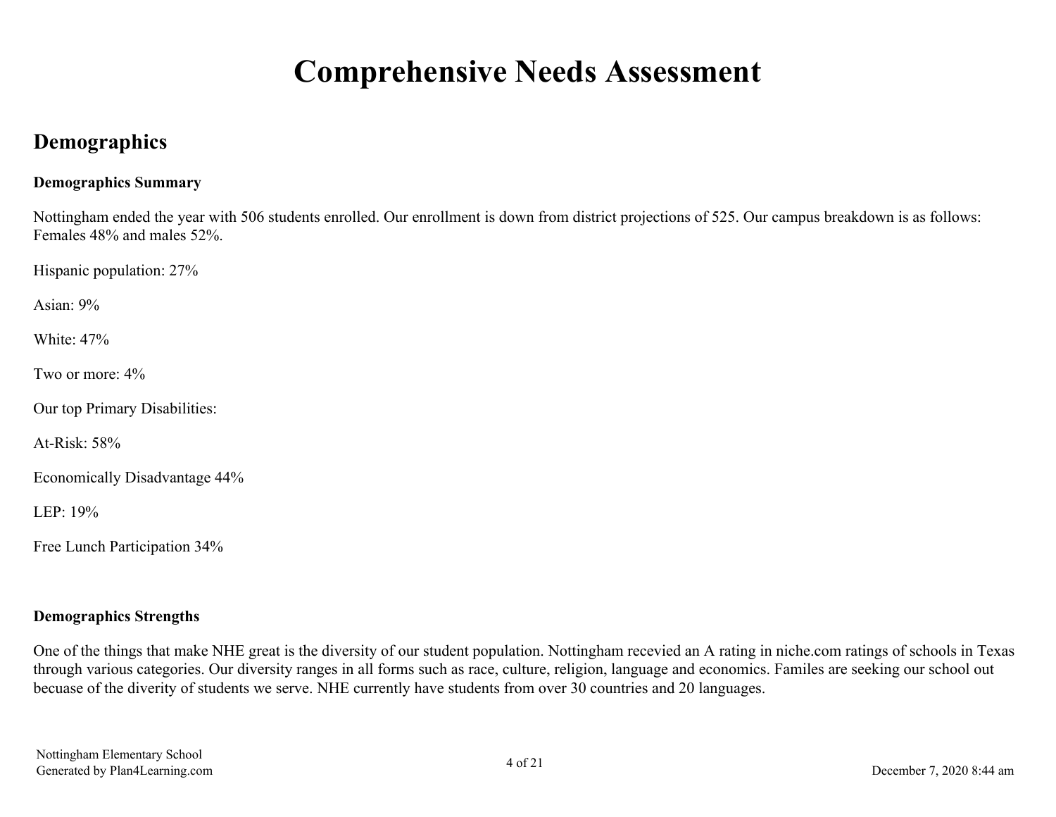# Comprehensive Needs Assessment

## Demographics

**Demographics Summary**

Nottingham ended the year with 506 students enrolled. Our enrollment is down from district projections of 525. Our campus breakdown is as follows: Females 48% and males 52%.

Hispanic population: 27%

Asian: 9%

White: 47%

Two or more: 4%

Our top Primary Disabilities:

At-Risk: 58%

Economically Disadvantage 44%

LEP: 19%

Free Lunch Participation 34%

**Demographics Strengths**

One of the things that make NHE great is the diversity of our student population. Nottingham recevied an A rating in niche.com ratings of schools in Texas through various categories. Our diversity ranges in all forms such as race, culture, religion, language and economics. Familes are seeking our school out becuase of the diverity of students we serve. NHE currently have students from over 30 countries and 20 languages.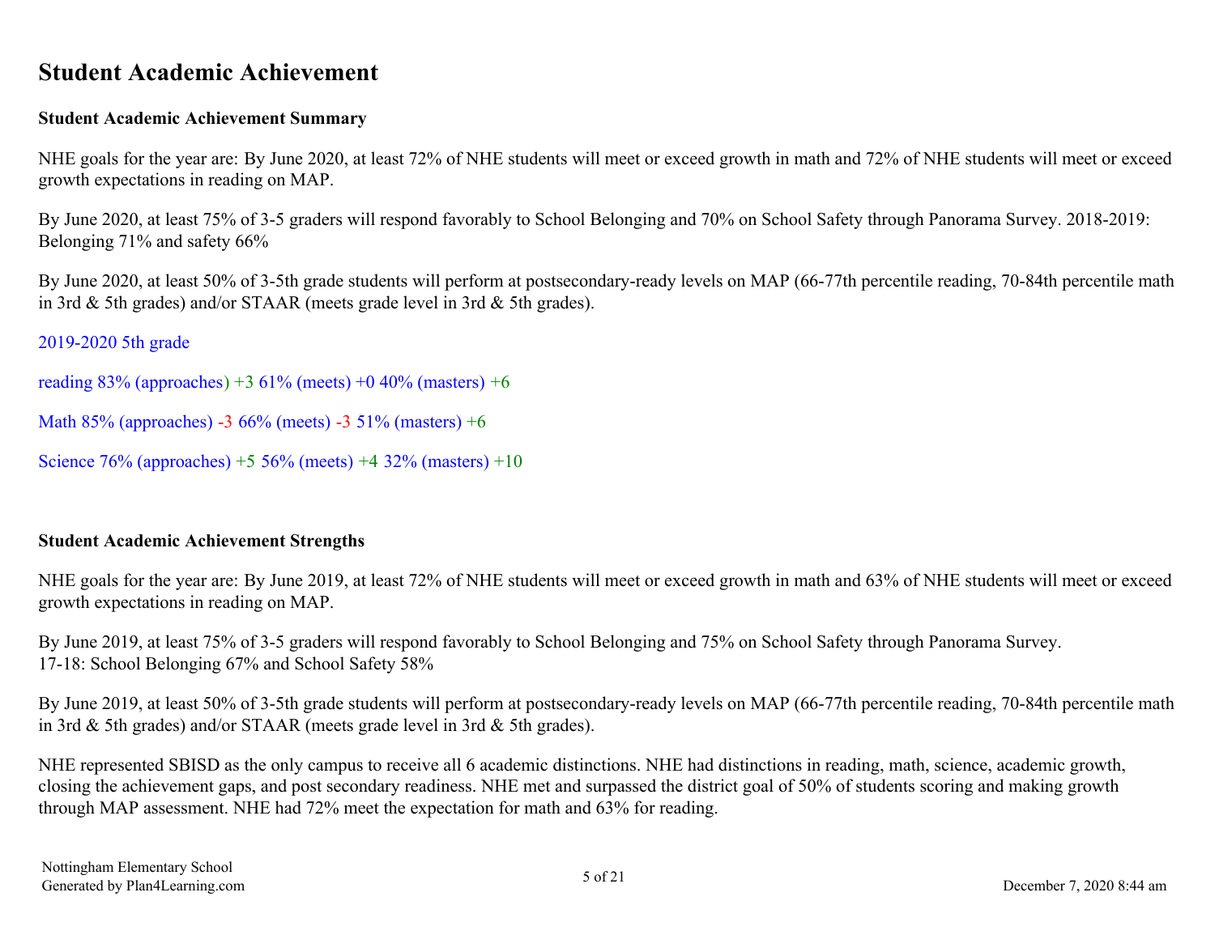# Student Academic Achievement

**Student Academic Achievement Summary**

NHE goals for the year are: By June 2020, at least 72% of NHE students will meet or exceed growth in math and 72% of NHE students will meet or exceed growth expectations in reading on MAP.

By June 2020, at least 75% of 3-5 graders will respond favorably to School Belonging and 70% on School Safety through Panorama Survey. 2018-2019: Belonging 71% and safety 66%

By June 2020, at least 50% of 3-5th grade students will perform at postsecondary-ready levels on MAP (66-77th percentile reading, 70-84th percentile math in 3rd & 5th grades) and/or STAAR (meets grade level in 3rd & 5th grades).

2019-2020 5th grade

reading 83% (approaches) +3 61% (meets) +0 40% (masters) +6

Math 85% (approaches) -3 66% (meets) -3 51% (masters) +6

Science 76% (approaches) +5 56% (meets) +4 32% (masters) +10

**Student Academic Achievement Strengths**

NHE goals for the year are: By June 2019, at least 72% of NHE students will meet or exceed growth in math and 63% of NHE students will meet or exceed growth expectations in reading on MAP.

By June 2019, at least 75% of 3-5 graders will respond favorably to School Belonging and 75% on School Safety through Panorama Survey.
17-18: School Belonging 67% and School Safety 58%

By June 2019, at least 50% of 3-5th grade students will perform at postsecondary-ready levels on MAP (66-77th percentile reading, 70-84th percentile math in 3rd & 5th grades) and/or STAAR (meets grade level in 3rd & 5th grades).

NHE represented SBISD as the only campus to receive all 6 academic distinctions. NHE had distinctions in reading, math, science, academic growth, closing the achievement gaps, and post secondary readiness. NHE met and surpassed the district goal of 50% of students scoring and making growth through MAP assessment. NHE had 72% meet the expectation for math and 63% for reading.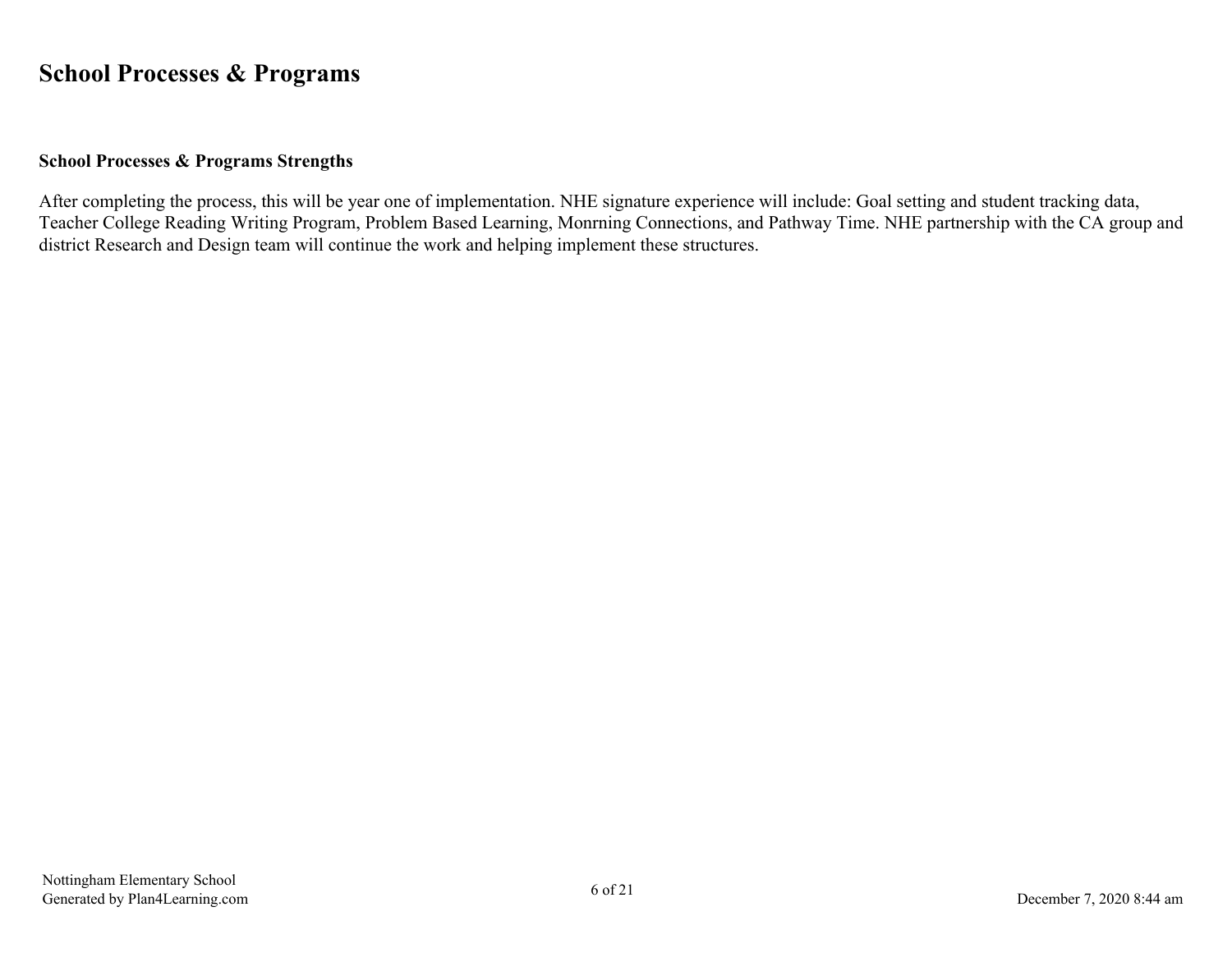## School Processes & Programs

### School Processes & Programs Strengths

After completing the process, this will be year one of implementation. NHE signature experience will include: Goal setting and student tracking data, Teacher College Reading Writing Program, Problem Based Learning, Monrning Connections, and Pathway Time. NHE partnership with the CA group and district Research and Design team will continue the work and helping implement these structures.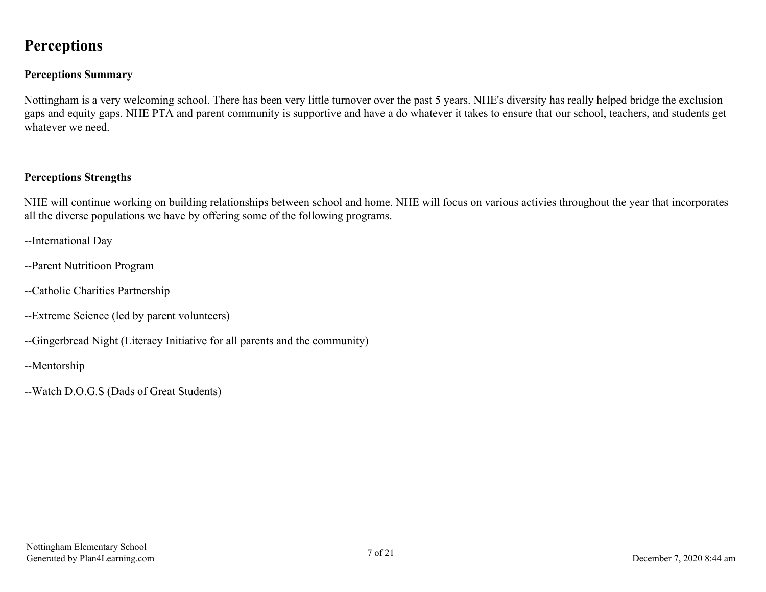# Perceptions

## Perceptions Summary

Nottingham is a very welcoming school. There has been very little turnover over the past 5 years. NHE's diversity has really helped bridge the exclusion gaps and equity gaps. NHE PTA and parent community is supportive and have a do whatever it takes to ensure that our school, teachers, and students get whatever we need.

## Perceptions Strengths

NHE will continue working on building relationships between school and home. NHE will focus on various activies throughout the year that incorporates all the diverse populations we have by offering some of the following programs.

--International Day

--Parent Nutritioon Program

--Catholic Charities Partnership

--Extreme Science (led by parent volunteers)

--Gingerbread Night (Literacy Initiative for all parents and the community)

--Mentorship

--Watch D.O.G.S (Dads of Great Students)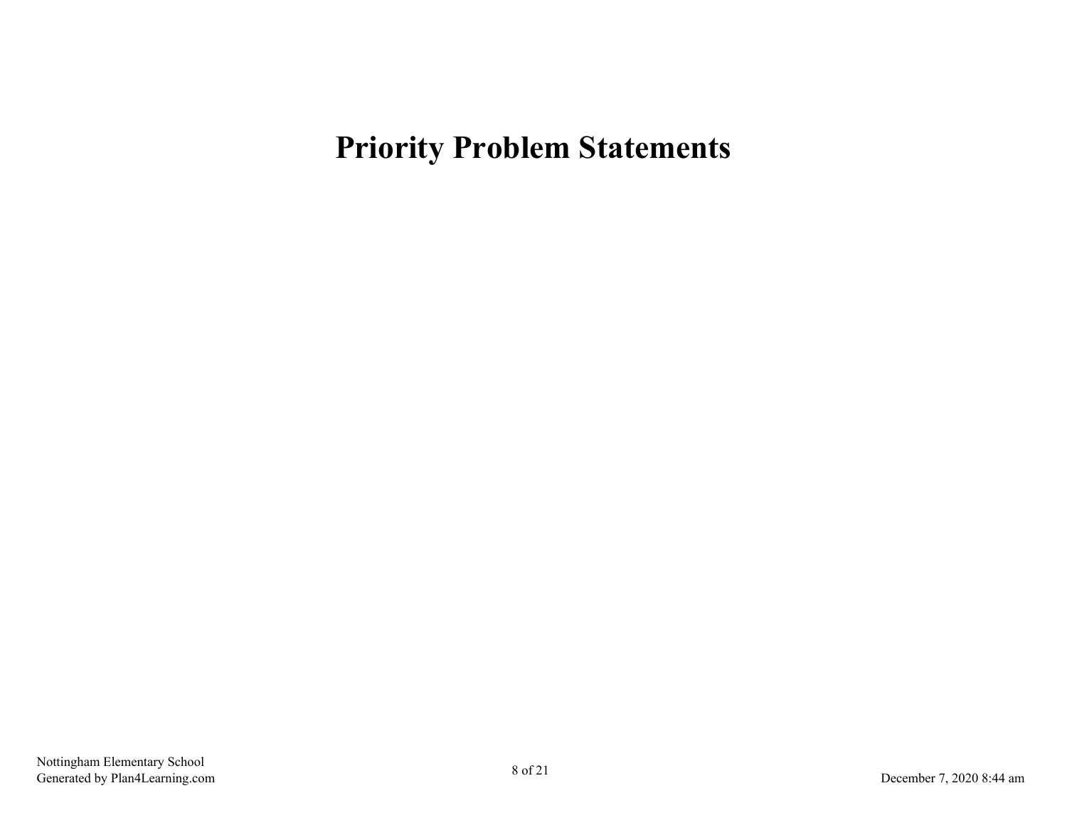# Priority Problem Statements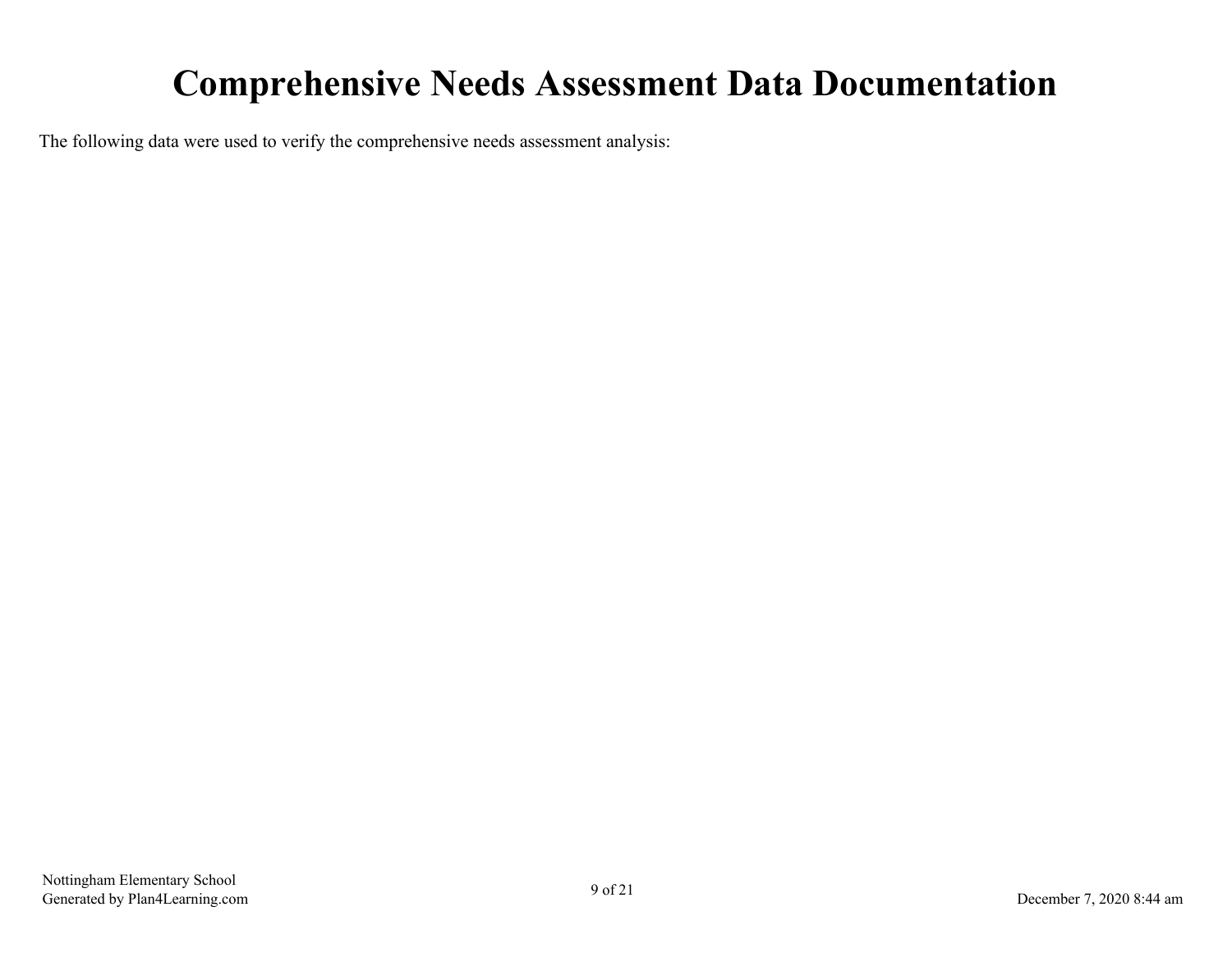# Comprehensive Needs Assessment Data Documentation

The following data were used to verify the comprehensive needs assessment analysis: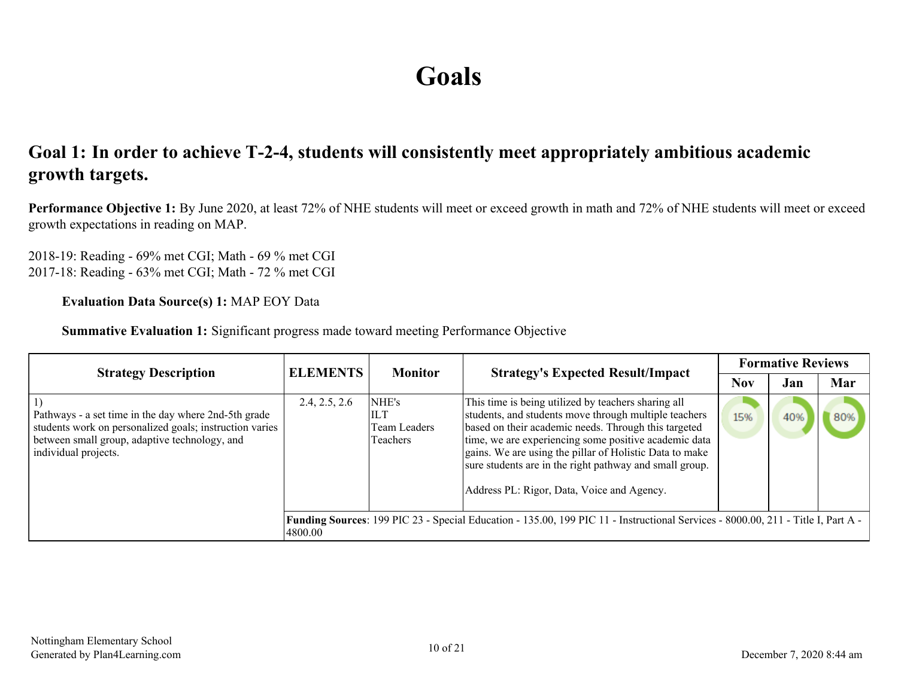# Goals

## Goal 1: In order to achieve T-2-4, students will consistently meet appropriately ambitious academic growth targets.

**Performance Objective 1:** By June 2020, at least 72% of NHE students will meet or exceed growth in math and 72% of NHE students will meet or exceed growth expectations in reading on MAP.

2018-19: Reading - 69% met CGI; Math - 69 % met CGI
2017-18: Reading - 63% met CGI; Math - 72 % met CGI

**Evaluation Data Source(s) 1:** MAP EOY Data

**Summative Evaluation 1:** Significant progress made toward meeting Performance Objective

| Strategy Description | ELEMENTS | Monitor | Strategy's Expected Result/Impact | Formative Reviews | | |
|---|---|---|---|---|---|---|
| | | | | Nov | Jan | Mar |
| 1) Pathways - a set time in the day where 2nd-5th grade students work on personalized goals; instruction varies between small group, adaptive technology, and individual projects. | 2.4, 2.5, 2.6 | NHE's ILT Team Leaders Teachers | This time is being utilized by teachers sharing all students, and students move through multiple teachers based on their academic needs. Through this targeted time, we are experiencing some positive academic data gains. We are using the pillar of Holistic Data to make sure students are in the right pathway and small group. Address PL: Rigor, Data, Voice and Agency. | 15% | 40% | 80% |
| | **Funding Sources**: 199 PIC 23 - Special Education - 135.00, 199 PIC 11 - Instructional Services - 8000.00, 211 - Title I, Part A - 4800.00 | | | | | |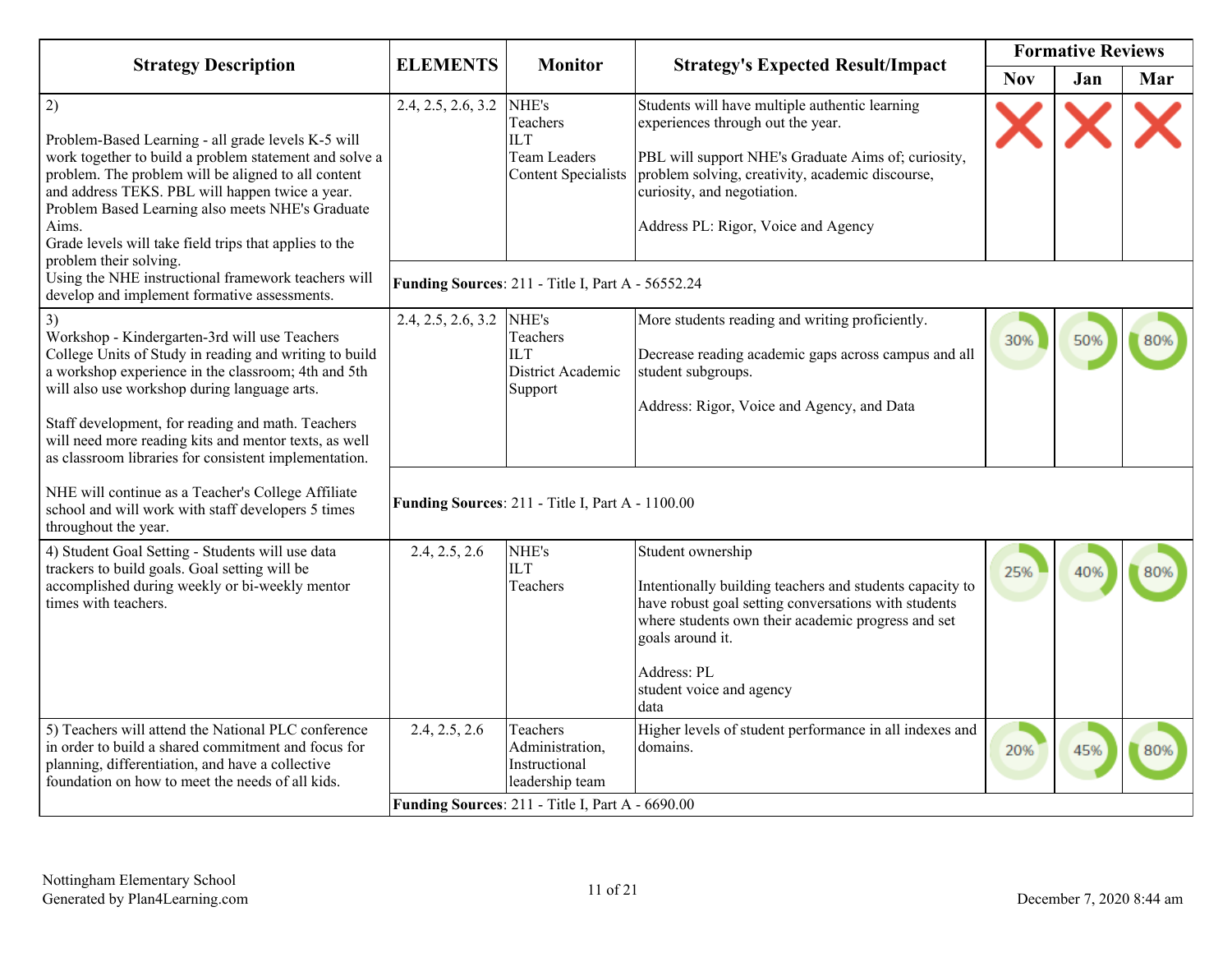| Strategy Description | ELEMENTS | Monitor | Strategy's Expected Result/Impact | Formative Reviews | | |
|---|---|---|---|---|---|---|
| | | | | Nov | Jan | Mar |
| 2)<br><br>Problem-Based Learning - all grade levels K-5 will work together to build a problem statement and solve a problem. The problem will be aligned to all content and address TEKS. PBL will happen twice a year. Problem Based Learning also meets NHE's Graduate Aims.<br>Grade levels will take field trips that applies to the problem their solving.<br>Using the NHE instructional framework teachers will develop and implement formative assessments. | 2.4, 2.5, 2.6, 3.2 | NHE's<br>Teachers<br>ILT<br>Team Leaders<br>Content Specialists | Students will have multiple authentic learning experiences through out the year.<br><br>PBL will support NHE's Graduate Aims of; curiosity, problem solving, creativity, academic discourse, curiosity, and negotiation.<br><br>Address PL: Rigor, Voice and Agency | X | X | X |
| | **Funding Sources**: 211 - Title I, Part A - 56552.24 | | | | | |
| 3)<br>Workshop - Kindergarten-3rd will use Teachers College Units of Study in reading and writing to build a workshop experience in the classroom; 4th and 5th will also use workshop during language arts.<br><br>Staff development, for reading and math. Teachers will need more reading kits and mentor texts, as well as classroom libraries for consistent implementation.<br><br>NHE will continue as a Teacher's College Affiliate school and will work with staff developers 5 times throughout the year. | 2.4, 2.5, 2.6, 3.2 | NHE's<br>Teachers<br>ILT<br>District Academic Support | More students reading and writing proficiently.<br><br>Decrease reading academic gaps across campus and all student subgroups.<br><br>Address: Rigor, Voice and Agency, and Data | 30% | 50% | 80% |
| | **Funding Sources**: 211 - Title I, Part A - 1100.00 | | | | | |
| 4) Student Goal Setting - Students will use data trackers to build goals. Goal setting will be accomplished during weekly or bi-weekly mentor times with teachers. | 2.4, 2.5, 2.6 | NHE's<br>ILT<br>Teachers | Student ownership<br><br>Intentionally building teachers and students capacity to have robust goal setting conversations with students where students own their academic progress and set goals around it.<br><br>Address: PL<br>student voice and agency<br>data | 25% | 40% | 80% |
| 5) Teachers will attend the National PLC conference in order to build a shared commitment and focus for planning, differentiation, and have a collective foundation on how to meet the needs of all kids. | 2.4, 2.5, 2.6 | Teachers<br>Administration,<br>Instructional leadership team | Higher levels of student performance in all indexes and domains. | 20% | 45% | 80% |
| | **Funding Sources**: 211 - Title I, Part A - 6690.00 | | | | | |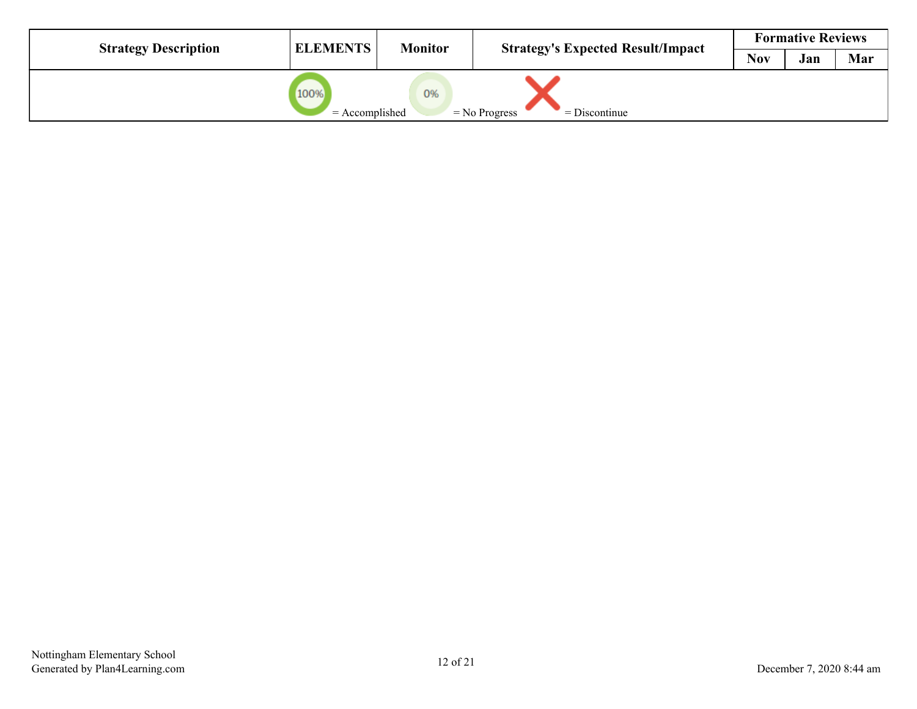| Strategy Description | ELEMENTS | Monitor | Strategy's Expected Result/Impact | Formative Reviews | | |
|---|---|---|---|---|---|---|
| | | | | Nov | Jan | Mar |
| 100% = Accomplished   0% = No Progress   X = Discontinue | | | | | | |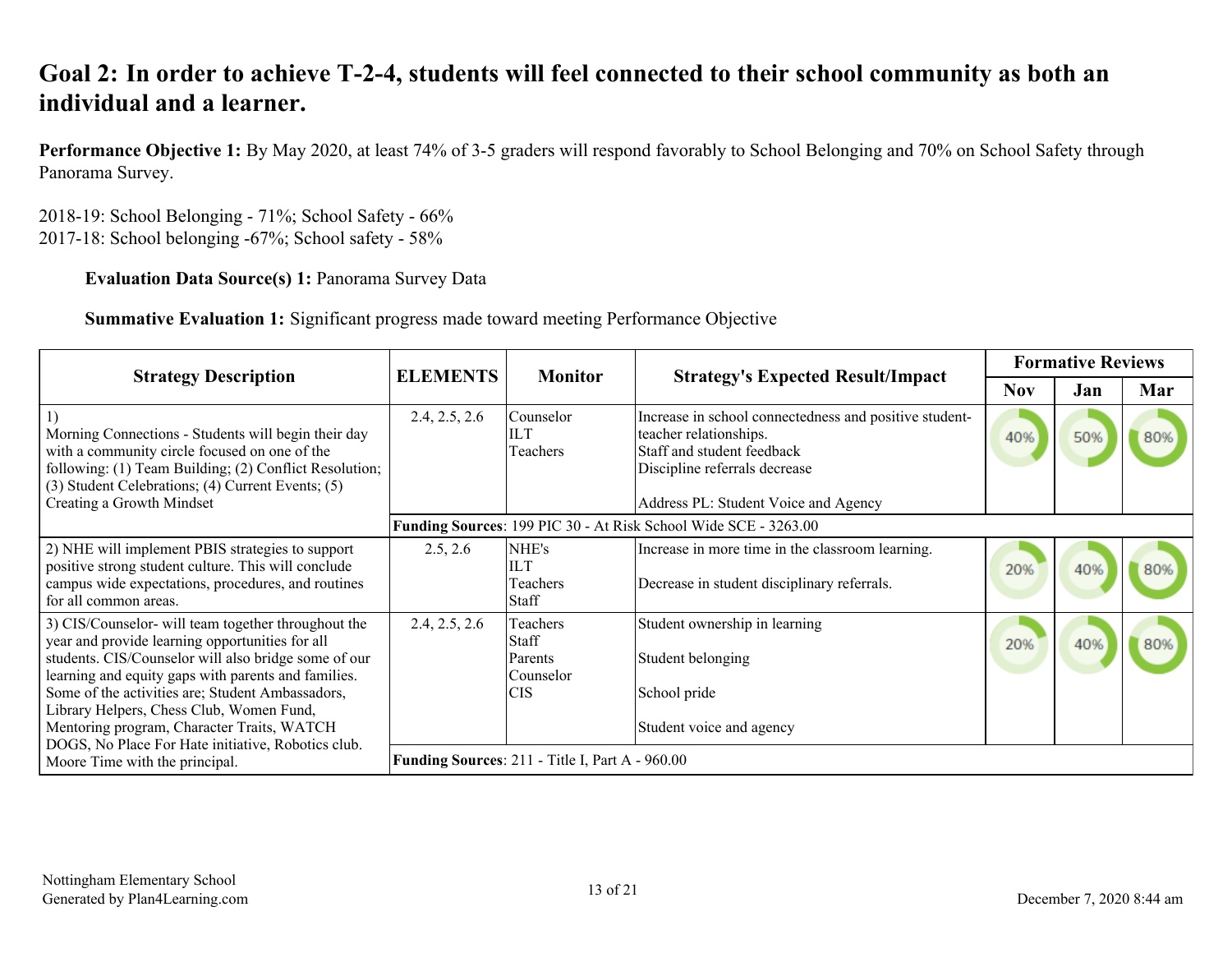## Goal 2: In order to achieve T-2-4, students will feel connected to their school community as both an individual and a learner.

**Performance Objective 1:** By May 2020, at least 74% of 3-5 graders will respond favorably to School Belonging and 70% on School Safety through Panorama Survey.

2018-19: School Belonging - 71%; School Safety - 66%
2017-18: School belonging -67%; School safety - 58%

**Evaluation Data Source(s) 1:** Panorama Survey Data

**Summative Evaluation 1:** Significant progress made toward meeting Performance Objective

| Strategy Description | ELEMENTS | Monitor | Strategy's Expected Result/Impact | Formative Reviews | | |
|---|---|---|---|---|---|---|
| | | | | Nov | Jan | Mar |
| 1) Morning Connections - Students will begin their day with a community circle focused on one of the following: (1) Team Building; (2) Conflict Resolution; (3) Student Celebrations; (4) Current Events; (5) Creating a Growth Mindset | 2.4, 2.5, 2.6 | Counselor<br>ILT<br>Teachers | Increase in school connectedness and positive student-teacher relationships.<br>Staff and student feedback<br>Discipline referrals decrease<br><br>Address PL: Student Voice and Agency | 40% | 50% | 80% |
| | **Funding Sources**: 199 PIC 30 - At Risk School Wide SCE - 3263.00 | | | | | |
| 2) NHE will implement PBIS strategies to support positive strong student culture. This will conclude campus wide expectations, procedures, and routines for all common areas. | 2.5, 2.6 | NHE's<br>ILT<br>Teachers<br>Staff | Increase in more time in the classroom learning.<br><br>Decrease in student disciplinary referrals. | 20% | 40% | 80% |
| 3) CIS/Counselor- will team together throughout the year and provide learning opportunities for all students. CIS/Counselor will also bridge some of our learning and equity gaps with parents and families. Some of the activities are; Student Ambassadors, Library Helpers, Chess Club, Women Fund, Mentoring program, Character Traits, WATCH DOGS, No Place For Hate initiative, Robotics club. Moore Time with the principal. | 2.4, 2.5, 2.6 | Teachers<br>Staff<br>Parents<br>Counselor<br>CIS | Student ownership in learning<br><br>Student belonging<br><br>School pride<br><br>Student voice and agency | 20% | 40% | 80% |
| | **Funding Sources**: 211 - Title I, Part A - 960.00 | | | | | |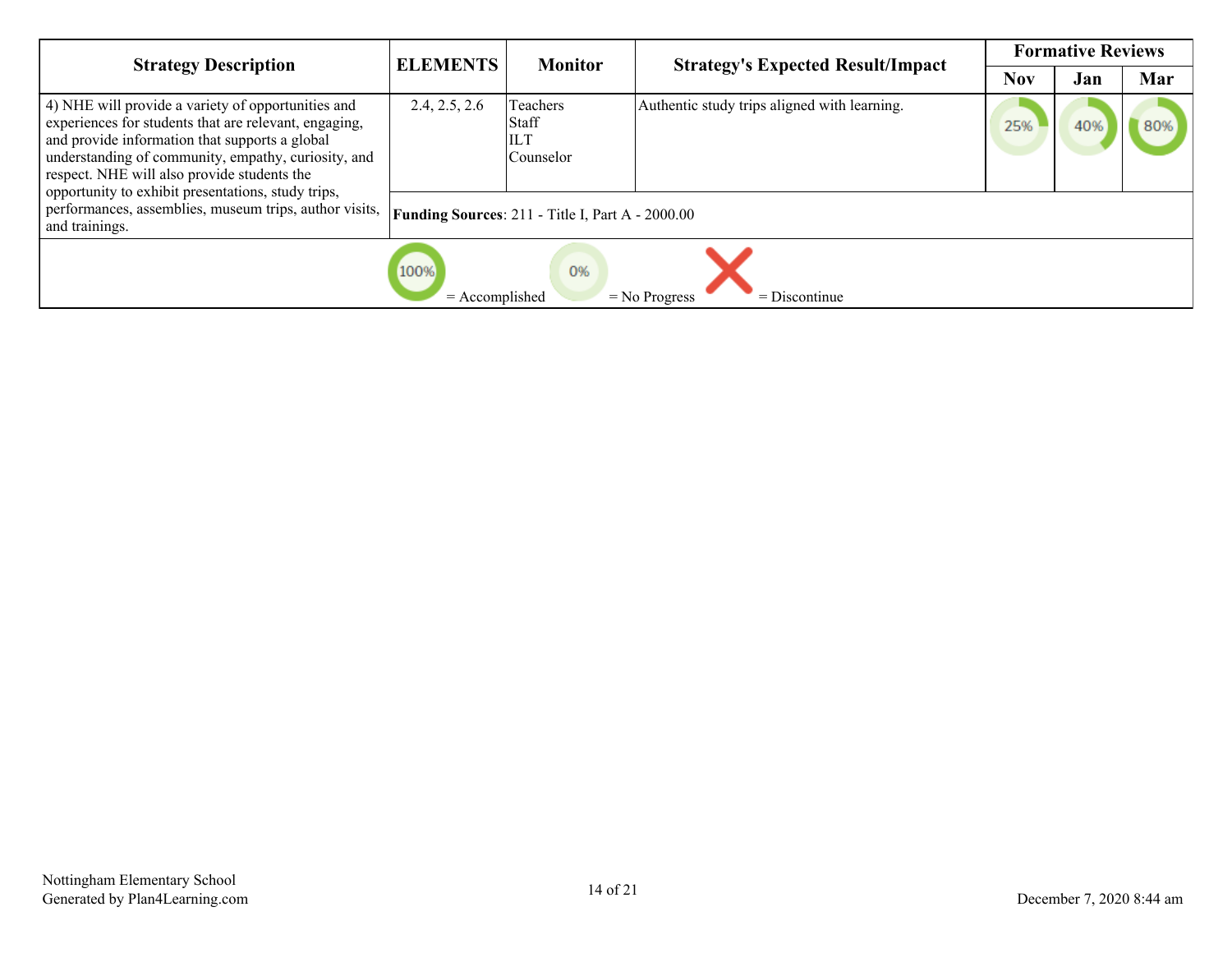| Strategy Description | ELEMENTS | Monitor | Strategy's Expected Result/Impact | Formative Reviews | | |
|---|---|---|---|---|---|---|
| | | | | Nov | Jan | Mar |
| 4) NHE will provide a variety of opportunities and experiences for students that are relevant, engaging, and provide information that supports a global understanding of community, empathy, curiosity, and respect. NHE will also provide students the opportunity to exhibit presentations, study trips, performances, assemblies, museum trips, author visits, and trainings. | 2.4, 2.5, 2.6 | Teachers<br>Staff<br>ILT<br>Counselor | Authentic study trips aligned with learning. | 25% | 40% | 80% |
| | **Funding Sources**: 211 - Title I, Part A - 2000.00 | | | | | |

100% = Accomplished 0% = No Progress X = Discontinue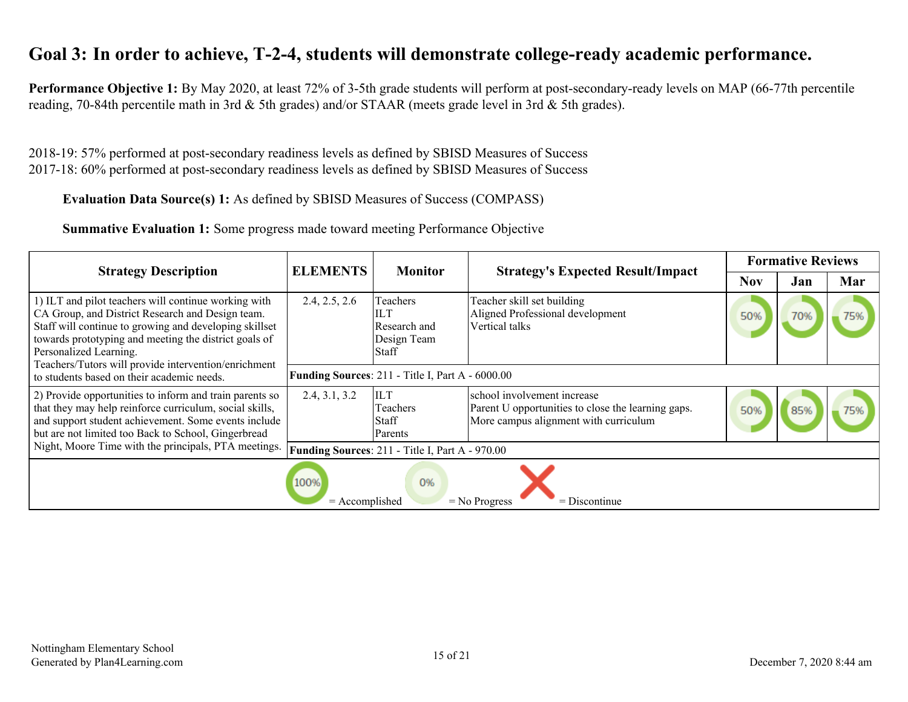# Goal 3: In order to achieve, T-2-4, students will demonstrate college-ready academic performance.

**Performance Objective 1:** By May 2020, at least 72% of 3-5th grade students will perform at post-secondary-ready levels on MAP (66-77th percentile reading, 70-84th percentile math in 3rd & 5th grades) and/or STAAR (meets grade level in 3rd & 5th grades).

2018-19: 57% performed at post-secondary readiness levels as defined by SBISD Measures of Success
2017-18: 60% performed at post-secondary readiness levels as defined by SBISD Measures of Success

**Evaluation Data Source(s) 1:** As defined by SBISD Measures of Success (COMPASS)

**Summative Evaluation 1:** Some progress made toward meeting Performance Objective

| Strategy Description | ELEMENTS | Monitor | Strategy's Expected Result/Impact | Formative Reviews | | |
|---|---|---|---|---|---|---|
| | | | | Nov | Jan | Mar |
| 1) ILT and pilot teachers will continue working with CA Group, and District Research and Design team. Staff will continue to growing and developing skillset towards prototyping and meeting the district goals of Personalized Learning.<br>Teachers/Tutors will provide intervention/enrichment to students based on their academic needs. | 2.4, 2.5, 2.6 | Teachers<br>ILT<br>Research and Design Team<br>Staff | Teacher skill set building<br>Aligned Professional development<br>Vertical talks | 50% | 70% | 75% |
| | **Funding Sources**: 211 - Title I, Part A - 6000.00 | | | | | |
| 2) Provide opportunities to inform and train parents so that they may help reinforce curriculum, social skills, and support student achievement. Some events include but are not limited too Back to School, Gingerbread Night, Moore Time with the principals, PTA meetings. | 2.4, 3.1, 3.2 | ILT<br>Teachers<br>Staff<br>Parents | school involvement increase<br>Parent U opportunities to close the learning gaps.<br>More campus alignment with curriculum | 50% | 85% | 75% |
| | **Funding Sources**: 211 - Title I, Part A - 970.00 | | | | | |

100% = Accomplished &nbsp;&nbsp; 0% = No Progress &nbsp;&nbsp; X = Discontinue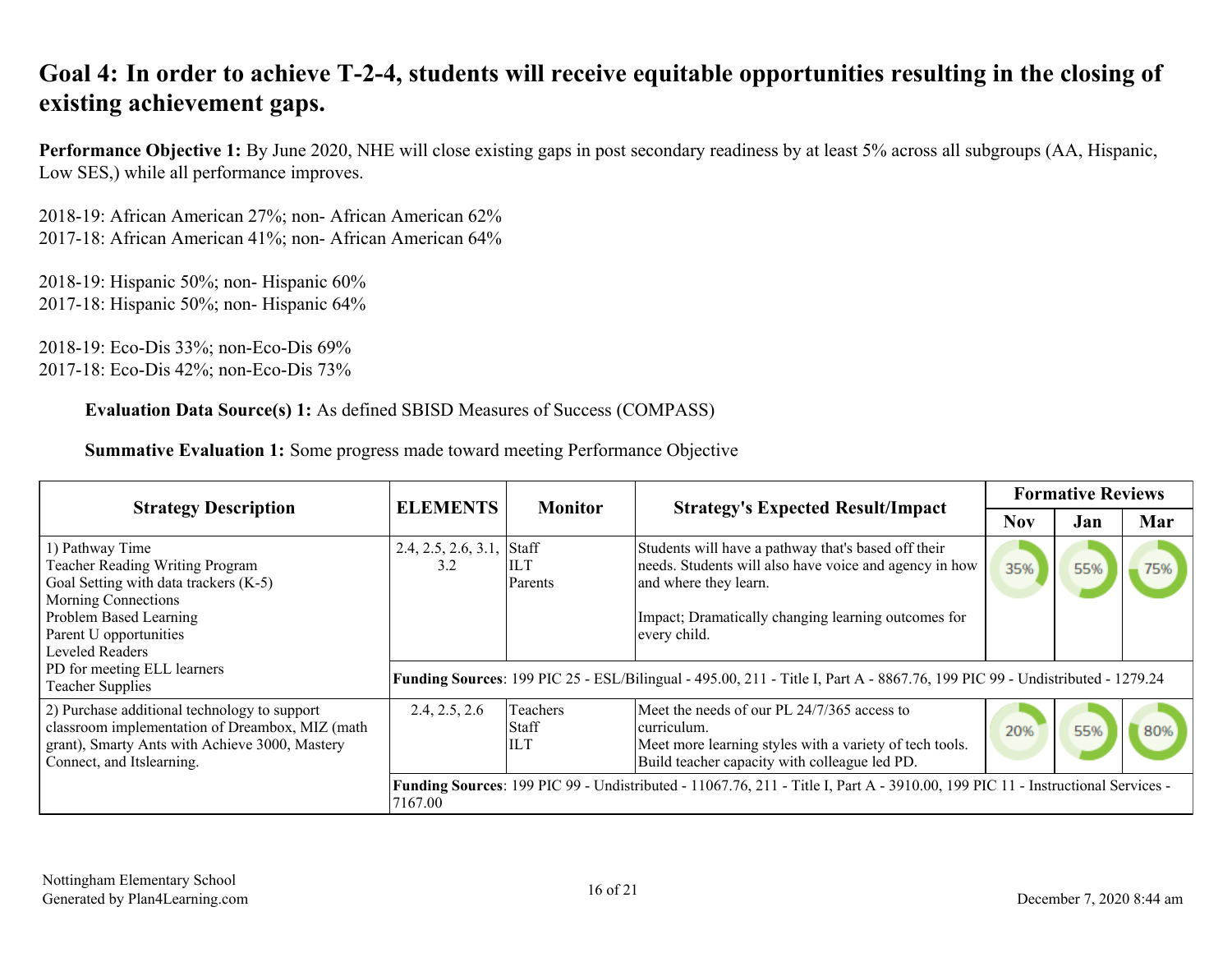## Goal 4: In order to achieve T-2-4, students will receive equitable opportunities resulting in the closing of existing achievement gaps.

**Performance Objective 1:** By June 2020, NHE will close existing gaps in post secondary readiness by at least 5% across all subgroups (AA, Hispanic, Low SES,) while all performance improves.

2018-19: African American 27%; non- African American 62%
2017-18: African American 41%; non- African American 64%

2018-19: Hispanic 50%; non- Hispanic 60%
2017-18: Hispanic 50%; non- Hispanic 64%

2018-19: Eco-Dis 33%; non-Eco-Dis 69%
2017-18: Eco-Dis 42%; non-Eco-Dis 73%

**Evaluation Data Source(s) 1:** As defined SBISD Measures of Success (COMPASS)

**Summative Evaluation 1:** Some progress made toward meeting Performance Objective

| Strategy Description | ELEMENTS | Monitor | Strategy's Expected Result/Impact | Formative Reviews | | |
|---|---|---|---|---|---|---|
| | | | | Nov | Jan | Mar |
| 1) Pathway Time<br>Teacher Reading Writing Program<br>Goal Setting with data trackers (K-5)<br>Morning Connections<br>Problem Based Learning<br>Parent U opportunities<br>Leveled Readers<br>PD for meeting ELL learners<br>Teacher Supplies | 2.4, 2.5, 2.6, 3.1, 3.2 | Staff<br>ILT<br>Parents | Students will have a pathway that's based off their needs. Students will also have voice and agency in how and where they learn.<br><br>Impact; Dramatically changing learning outcomes for every child. | 35% | 55% | 75% |
| | **Funding Sources**: 199 PIC 25 - ESL/Bilingual - 495.00, 211 - Title I, Part A - 8867.76, 199 PIC 99 - Undistributed - 1279.24 | | | | | |
| 2) Purchase additional technology to support classroom implementation of Dreambox, MIZ (math grant), Smarty Ants with Achieve 3000, Mastery Connect, and Itslearning. | 2.4, 2.5, 2.6 | Teachers<br>Staff<br>ILT | Meet the needs of our PL 24/7/365 access to curriculum.<br>Meet more learning styles with a variety of tech tools.<br>Build teacher capacity with colleague led PD. | 20% | 55% | 80% |
| | **Funding Sources**: 199 PIC 99 - Undistributed - 11067.76, 211 - Title I, Part A - 3910.00, 199 PIC 11 - Instructional Services - 7167.00 | | | | | |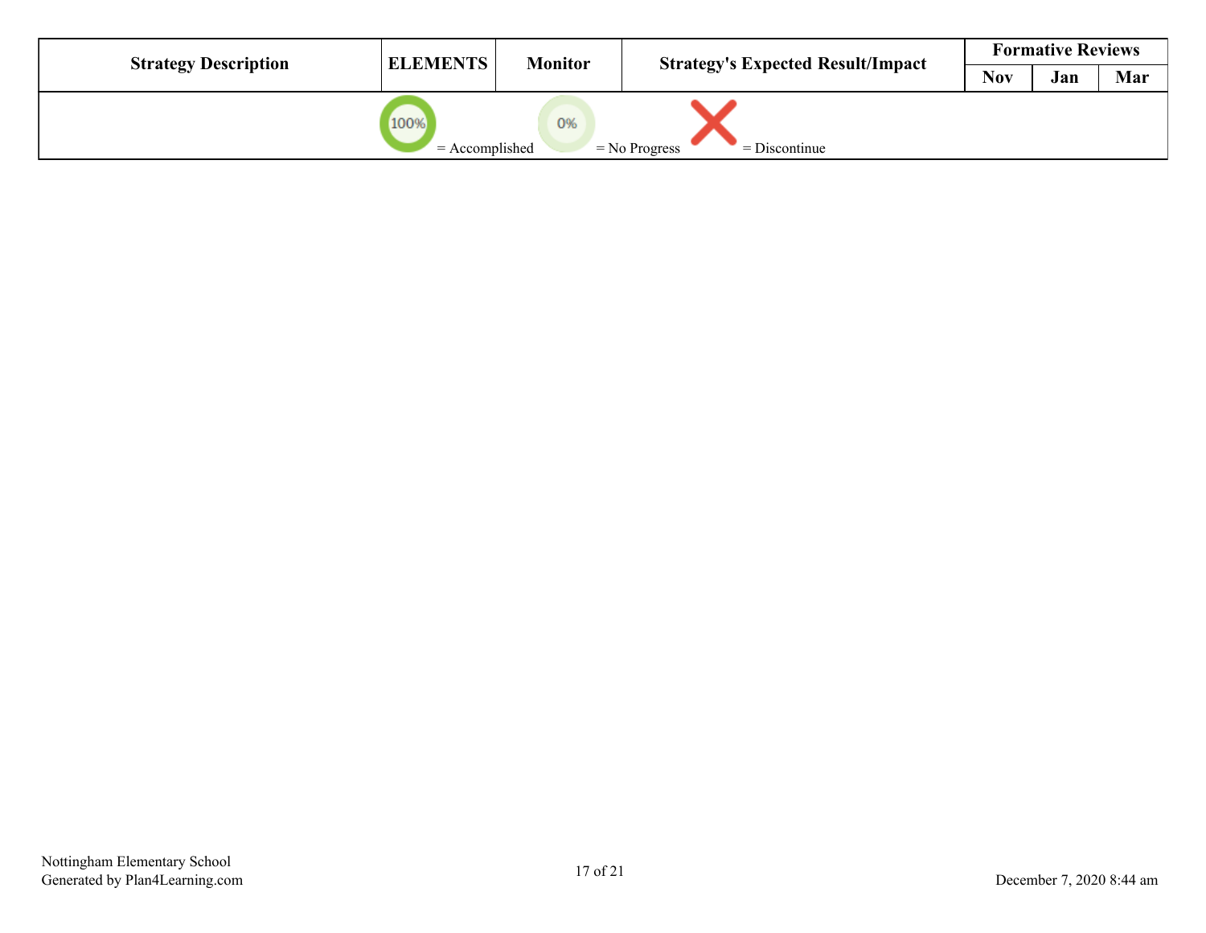| Strategy Description | ELEMENTS | Monitor | Strategy's Expected Result/Impact | Formative Reviews | | |
|---|---|---|---|---|---|---|
| | | | | Nov | Jan | Mar |
| 100% = Accomplished 0% = No Progress = Discontinue | | | | | | |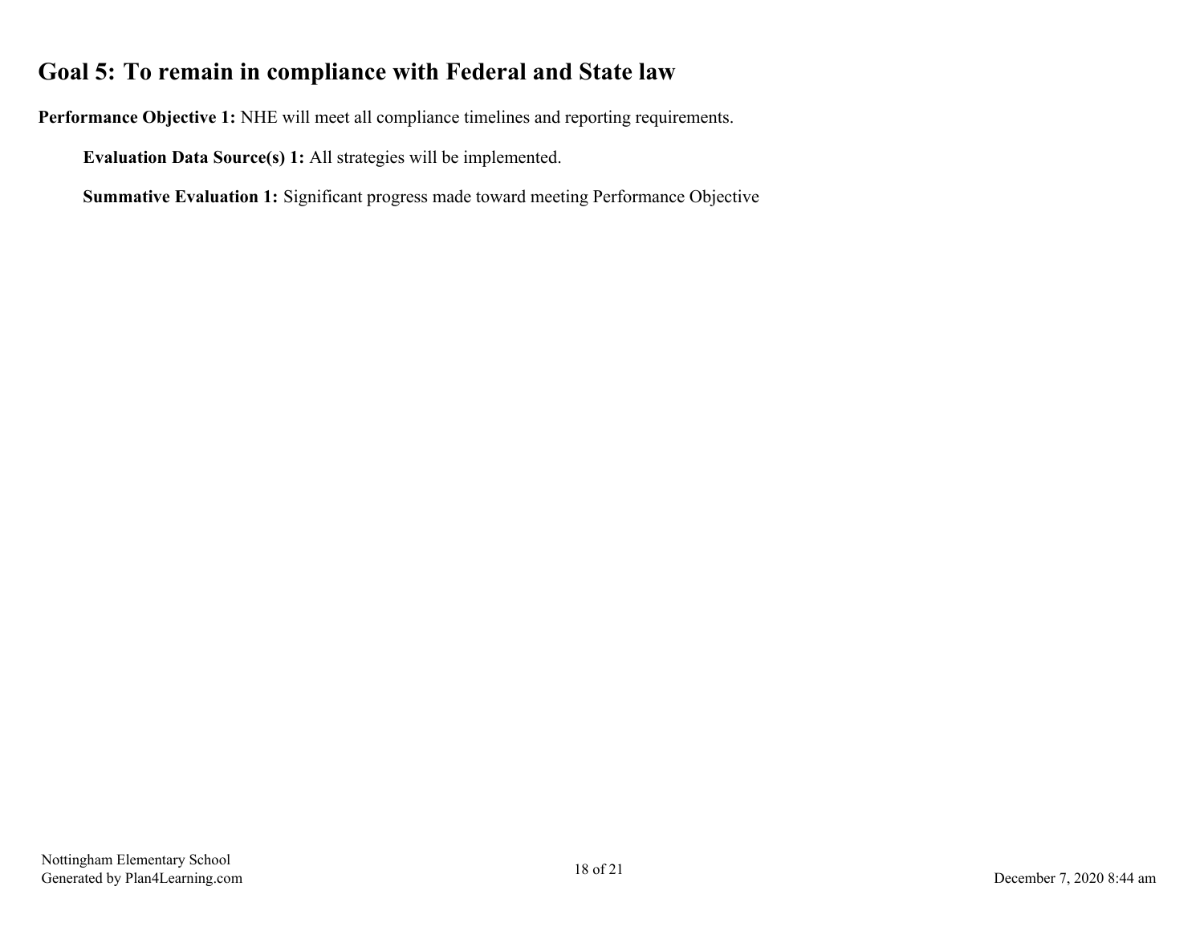## Goal 5: To remain in compliance with Federal and State law

**Performance Objective 1:** NHE will meet all compliance timelines and reporting requirements.

**Evaluation Data Source(s) 1:** All strategies will be implemented.

**Summative Evaluation 1:** Significant progress made toward meeting Performance Objective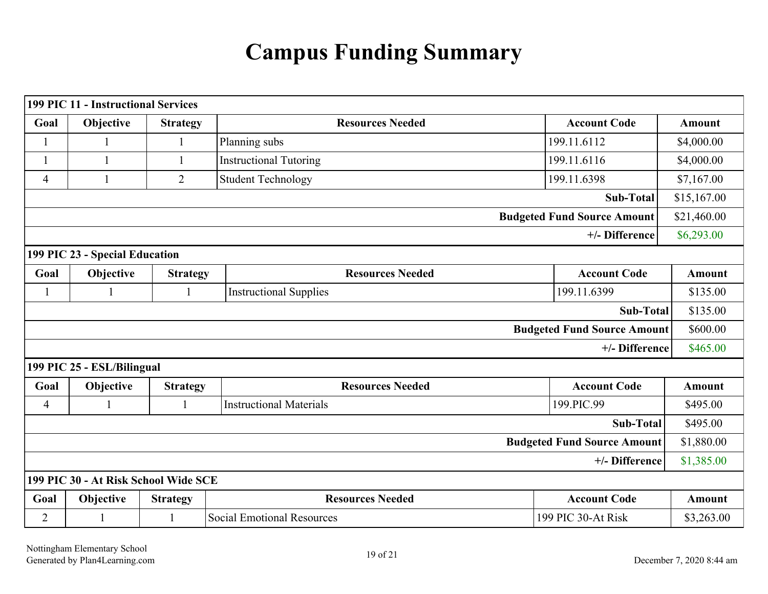# Campus Funding Summary

| 199 PIC 11 - Instructional Services | | | | | |
|---|---|---|---|---|---|
| **Goal** | **Objective** | **Strategy** | **Resources Needed** | **Account Code** | **Amount** |
| 1 | 1 | 1 | Planning subs | 199.11.6112 | $4,000.00 |
| 1 | 1 | 1 | Instructional Tutoring | 199.11.6116 | $4,000.00 |
| 4 | 1 | 2 | Student Technology | 199.11.6398 | $7,167.00 |
| | | | | **Sub-Total** | $15,167.00 |
| | | | | **Budgeted Fund Source Amount** | $21,460.00 |
| | | | | **+/- Difference** | $6,293.00 |

| 199 PIC 23 - Special Education | | | | | |
|---|---|---|---|---|---|
| **Goal** | **Objective** | **Strategy** | **Resources Needed** | **Account Code** | **Amount** |
| 1 | 1 | 1 | Instructional Supplies | 199.11.6399 | $135.00 |
| | | | | **Sub-Total** | $135.00 |
| | | | | **Budgeted Fund Source Amount** | $600.00 |
| | | | | **+/- Difference** | $465.00 |

| 199 PIC 25 - ESL/Bilingual | | | | | |
|---|---|---|---|---|---|
| **Goal** | **Objective** | **Strategy** | **Resources Needed** | **Account Code** | **Amount** |
| 4 | 1 | 1 | Instructional Materials | 199.PIC.99 | $495.00 |
| | | | | **Sub-Total** | $495.00 |
| | | | | **Budgeted Fund Source Amount** | $1,880.00 |
| | | | | **+/- Difference** | $1,385.00 |

| 199 PIC 30 - At Risk School Wide SCE | | | | | |
|---|---|---|---|---|---|
| **Goal** | **Objective** | **Strategy** | **Resources Needed** | **Account Code** | **Amount** |
| 2 | 1 | 1 | Social Emotional Resources | 199 PIC 30-At Risk | $3,263.00 |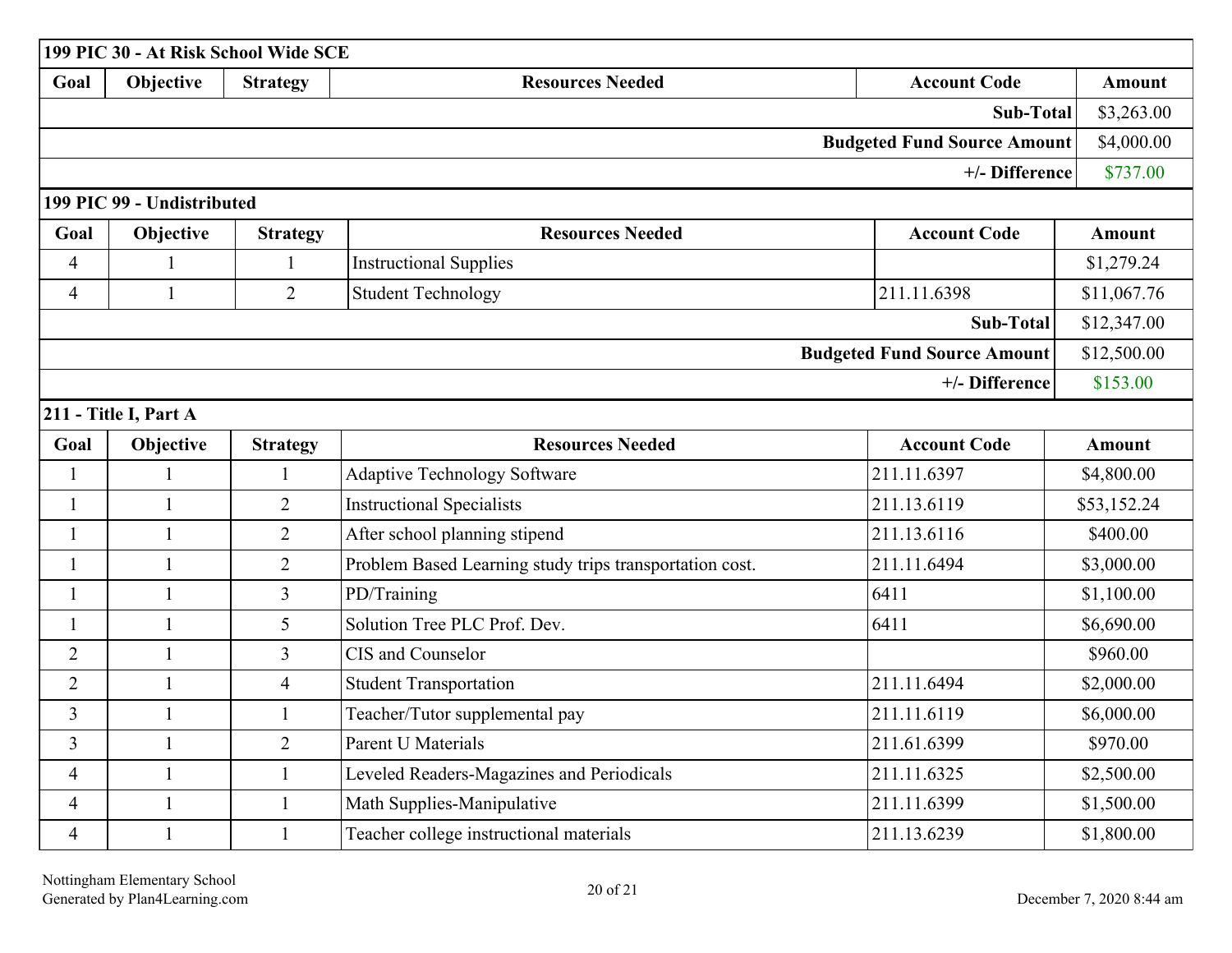### 199 PIC 30 - At Risk School Wide SCE

| Goal | Objective | Strategy | Resources Needed | Account Code | Amount |
|---|---|---|---|---|---|
| | | | | **Sub-Total** | $3,263.00 |
| | | | | **Budgeted Fund Source Amount** | $4,000.00 |
| | | | | **+/- Difference** | $737.00 |

### 199 PIC 99 - Undistributed

| Goal | Objective | Strategy | Resources Needed | Account Code | Amount |
|---|---|---|---|---|---|
| 4 | 1 | 1 | Instructional Supplies | | $1,279.24 |
| 4 | 1 | 2 | Student Technology | 211.11.6398 | $11,067.76 |
| | | | | **Sub-Total** | $12,347.00 |
| | | | | **Budgeted Fund Source Amount** | $12,500.00 |
| | | | | **+/- Difference** | $153.00 |

### 211 - Title I, Part A

| Goal | Objective | Strategy | Resources Needed | Account Code | Amount |
|---|---|---|---|---|---|
| 1 | 1 | 1 | Adaptive Technology Software | 211.11.6397 | $4,800.00 |
| 1 | 1 | 2 | Instructional Specialists | 211.13.6119 | $53,152.24 |
| 1 | 1 | 2 | After school planning stipend | 211.13.6116 | $400.00 |
| 1 | 1 | 2 | Problem Based Learning study trips transportation cost. | 211.11.6494 | $3,000.00 |
| 1 | 1 | 3 | PD/Training | 6411 | $1,100.00 |
| 1 | 1 | 5 | Solution Tree PLC Prof. Dev. | 6411 | $6,690.00 |
| 2 | 1 | 3 | CIS and Counselor | | $960.00 |
| 2 | 1 | 4 | Student Transportation | 211.11.6494 | $2,000.00 |
| 3 | 1 | 1 | Teacher/Tutor supplemental pay | 211.11.6119 | $6,000.00 |
| 3 | 1 | 2 | Parent U Materials | 211.61.6399 | $970.00 |
| 4 | 1 | 1 | Leveled Readers-Magazines and Periodicals | 211.11.6325 | $2,500.00 |
| 4 | 1 | 1 | Math Supplies-Manipulative | 211.11.6399 | $1,500.00 |
| 4 | 1 | 1 | Teacher college instructional materials | 211.13.6239 | $1,800.00 |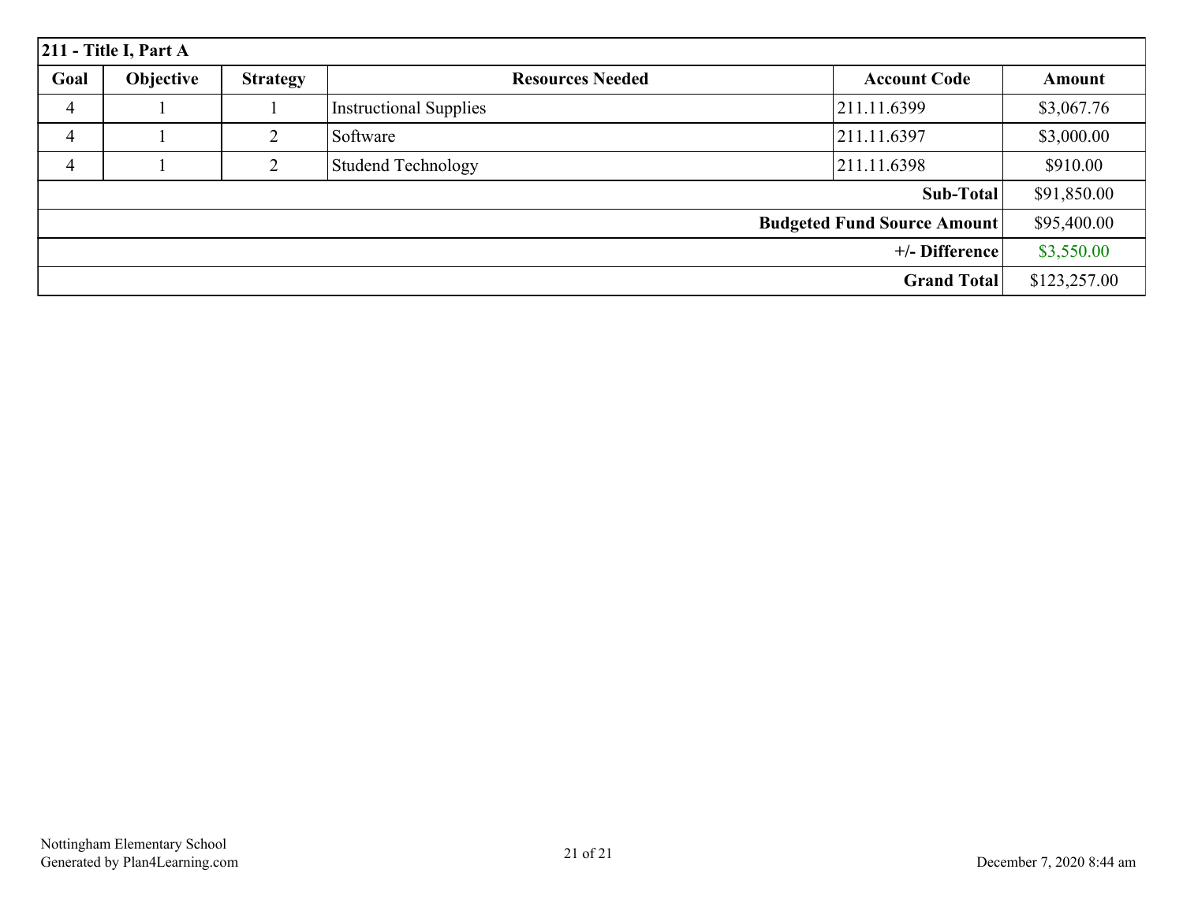| 211 - Title I, Part A | | | | | |
|---|---|---|---|---|---|
| **Goal** | **Objective** | **Strategy** | **Resources Needed** | **Account Code** | **Amount** |
| 4 | 1 | 1 | Instructional Supplies | 211.11.6399 | $3,067.76 |
| 4 | 1 | 2 | Software | 211.11.6397 | $3,000.00 |
| 4 | 1 | 2 | Studend Technology | 211.11.6398 | $910.00 |
| | | | | **Sub-Total** | $91,850.00 |
| | | | | **Budgeted Fund Source Amount** | $95,400.00 |
| | | | | **+/- Difference** | $3,550.00 |
| | | | | **Grand Total** | $123,257.00 |